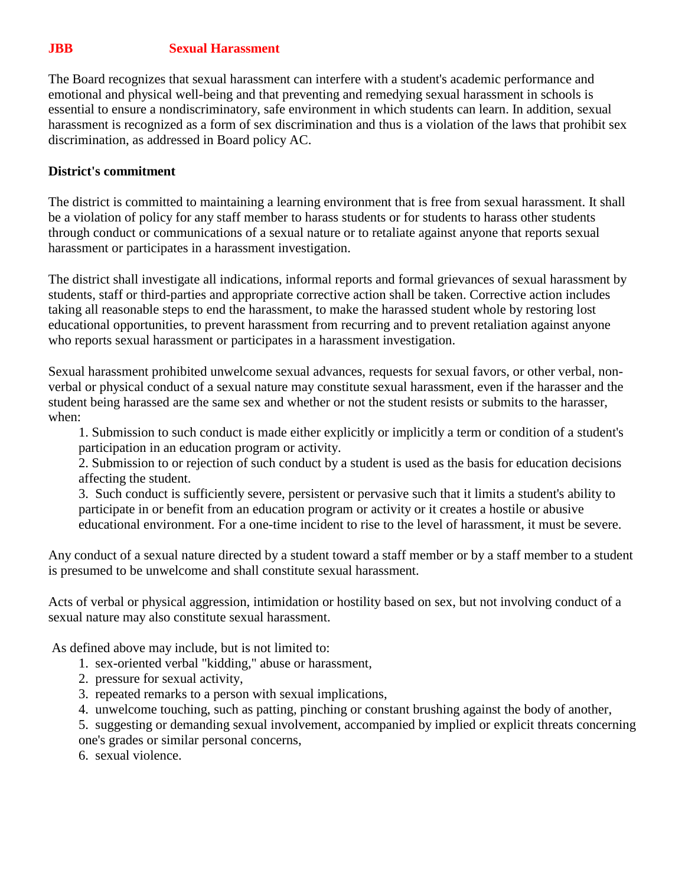# JBB Sexual Harassment

The Board recognizes that sexual harassment can interfere with a student's academic performance and emotional and physical well-being and that preventing and remedying sexual harassment in schools is essential to ensure a nondiscriminatory, safe environment in which students can learn. In addition, sexual harassment is recognized as a form of sex discrimination and thus is a violation of the laws that prohibit sex discrimination, as addressed in Board policy AC.

**District's commitment**

The district is committed to maintaining a learning environment that is free from sexual harassment. It shall be a violation of policy for any staff member to harass students or for students to harass other students through conduct or communications of a sexual nature or to retaliate against anyone that reports sexual harassment or participates in a harassment investigation.

The district shall investigate all indications, informal reports and formal grievances of sexual harassment by students, staff or third-parties and appropriate corrective action shall be taken. Corrective action includes taking all reasonable steps to end the harassment, to make the harassed student whole by restoring lost educational opportunities, to prevent harassment from recurring and to prevent retaliation against anyone who reports sexual harassment or participates in a harassment investigation.

Sexual harassment prohibited unwelcome sexual advances, requests for sexual favors, or other verbal, non-verbal or physical conduct of a sexual nature may constitute sexual harassment, even if the harasser and the student being harassed are the same sex and whether or not the student resists or submits to the harasser, when:

1. Submission to such conduct is made either explicitly or implicitly a term or condition of a student's participation in an education program or activity.
2. Submission to or rejection of such conduct by a student is used as the basis for education decisions affecting the student.
3. Such conduct is sufficiently severe, persistent or pervasive such that it limits a student's ability to participate in or benefit from an education program or activity or it creates a hostile or abusive educational environment. For a one-time incident to rise to the level of harassment, it must be severe.

Any conduct of a sexual nature directed by a student toward a staff member or by a staff member to a student is presumed to be unwelcome and shall constitute sexual harassment.

Acts of verbal or physical aggression, intimidation or hostility based on sex, but not involving conduct of a sexual nature may also constitute sexual harassment.

As defined above may include, but is not limited to:

1. sex-oriented verbal "kidding," abuse or harassment,
2. pressure for sexual activity,
3. repeated remarks to a person with sexual implications,
4. unwelcome touching, such as patting, pinching or constant brushing against the body of another,
5. suggesting or demanding sexual involvement, accompanied by implied or explicit threats concerning one's grades or similar personal concerns,
6. sexual violence.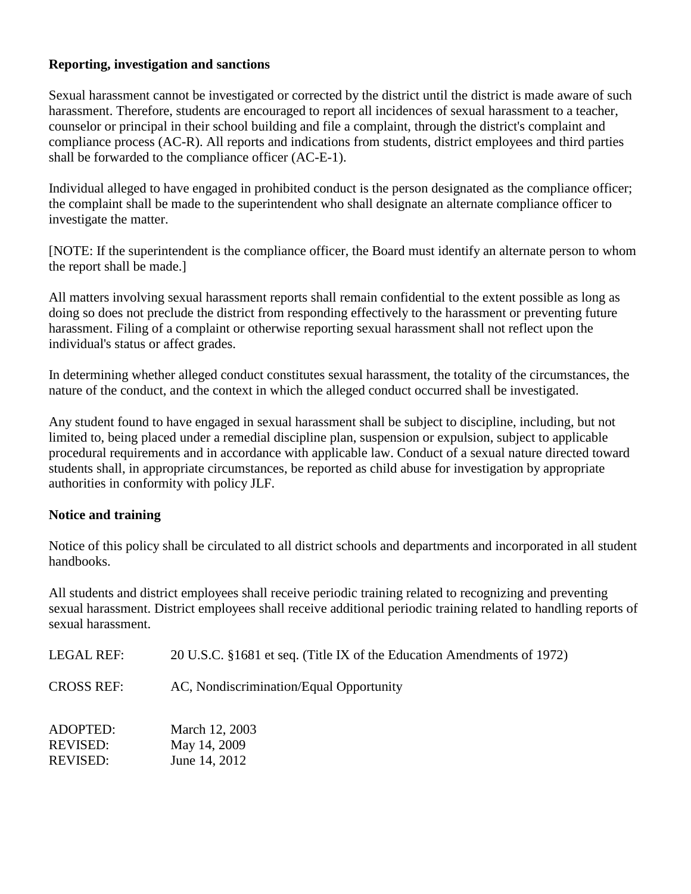**Reporting, investigation and sanctions**

Sexual harassment cannot be investigated or corrected by the district until the district is made aware of such harassment. Therefore, students are encouraged to report all incidences of sexual harassment to a teacher, counselor or principal in their school building and file a complaint, through the district's complaint and compliance process (AC-R). All reports and indications from students, district employees and third parties shall be forwarded to the compliance officer (AC-E-1).

Individual alleged to have engaged in prohibited conduct is the person designated as the compliance officer; the complaint shall be made to the superintendent who shall designate an alternate compliance officer to investigate the matter.

[NOTE: If the superintendent is the compliance officer, the Board must identify an alternate person to whom the report shall be made.]

All matters involving sexual harassment reports shall remain confidential to the extent possible as long as doing so does not preclude the district from responding effectively to the harassment or preventing future harassment. Filing of a complaint or otherwise reporting sexual harassment shall not reflect upon the individual's status or affect grades.

In determining whether alleged conduct constitutes sexual harassment, the totality of the circumstances, the nature of the conduct, and the context in which the alleged conduct occurred shall be investigated.

Any student found to have engaged in sexual harassment shall be subject to discipline, including, but not limited to, being placed under a remedial discipline plan, suspension or expulsion, subject to applicable procedural requirements and in accordance with applicable law. Conduct of a sexual nature directed toward students shall, in appropriate circumstances, be reported as child abuse for investigation by appropriate authorities in conformity with policy JLF.

**Notice and training**

Notice of this policy shall be circulated to all district schools and departments and incorporated in all student handbooks.

All students and district employees shall receive periodic training related to recognizing and preventing sexual harassment. District employees shall receive additional periodic training related to handling reports of sexual harassment.

| | |
|---|---|
| LEGAL REF: | 20 U.S.C. §1681 et seq. (Title IX of the Education Amendments of 1972) |
| CROSS REF: | AC, Nondiscrimination/Equal Opportunity |
| ADOPTED: | March 12, 2003 |
| REVISED: | May 14, 2009 |
| REVISED: | June 14, 2012 |